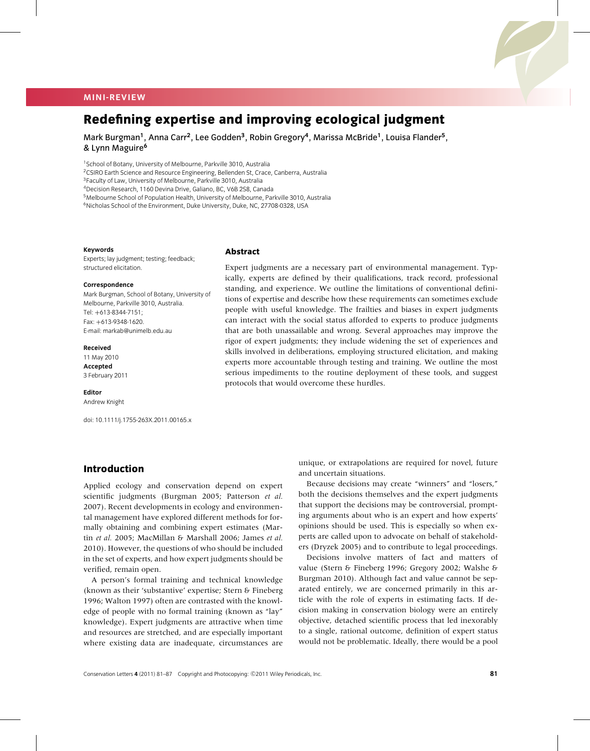MINI-REVIEW

# Redefining expertise and improving ecological judgment

Mark Burgman[1], Anna Carr[2], Lee Godden[3], Robin Gregory[4], Marissa McBride[1], Louisa Flander[5], & Lynn Maguire[6]

[1]School of Botany, University of Melbourne, Parkville 3010, Australia
[2]CSIRO Earth Science and Resource Engineering, Bellenden St, Crace, Canberra, Australia
[3]Faculty of Law, University of Melbourne, Parkville 3010, Australia
[4]Decision Research, 1160 Devina Drive, Galiano, BC, V6B 2S8, Canada
[5]Melbourne School of Population Health, University of Melbourne, Parkville 3010, Australia
[6]Nicholas School of the Environment, Duke University, Duke, NC, 27708-0328, USA

**Keywords**
Experts; lay judgment; testing; feedback; structured elicitation.

**Correspondence**
Mark Burgman, School of Botany, University of Melbourne, Parkville 3010, Australia.
Tel: +613-8344-7151;
Fax: +613-9348-1620.
E-mail: markab@unimelb.edu.au

**Received**
11 May 2010
**Accepted**
3 February 2011

**Editor**
Andrew Knight

doi: 10.1111/j.1755-263X.2011.00165.x

## Abstract

Expert judgments are a necessary part of environmental management. Typically, experts are defined by their qualifications, track record, professional standing, and experience. We outline the limitations of conventional definitions of expertise and describe how these requirements can sometimes exclude people with useful knowledge. The frailties and biases in expert judgments can interact with the social status afforded to experts to produce judgments that are both unassailable and wrong. Several approaches may improve the rigor of expert judgments; they include widening the set of experiences and skills involved in deliberations, employing structured elicitation, and making experts more accountable through testing and training. We outline the most serious impediments to the routine deployment of these tools, and suggest protocols that would overcome these hurdles.

## Introduction

Applied ecology and conservation depend on expert scientific judgments (Burgman 2005; Patterson *et al.* 2007). Recent developments in ecology and environmental management have explored different methods for formally obtaining and combining expert estimates (Martin *et al.* 2005; MacMillan & Marshall 2006; James *et al.* 2010). However, the questions of who should be included in the set of experts, and how expert judgments should be verified, remain open.

A person's formal training and technical knowledge (known as their 'substantive' expertise; Stern & Fineberg 1996; Walton 1997) often are contrasted with the knowledge of people with no formal training (known as "lay" knowledge). Expert judgments are attractive when time and resources are stretched, and are especially important where existing data are inadequate, circumstances are unique, or extrapolations are required for novel, future and uncertain situations.

Because decisions may create "winners" and "losers," both the decisions themselves and the expert judgments that support the decisions may be controversial, prompting arguments about who is an expert and how experts' opinions should be used. This is especially so when experts are called upon to advocate on behalf of stakeholders (Dryzek 2005) and to contribute to legal proceedings.

Decisions involve matters of fact and matters of value (Stern & Fineberg 1996; Gregory 2002; Walshe & Burgman 2010). Although fact and value cannot be separated entirely, we are concerned primarily in this article with the role of experts in estimating facts. If decision making in conservation biology were an entirely objective, detached scientific process that led inexorably to a single, rational outcome, definition of expert status would not be problematic. Ideally, there would be a pool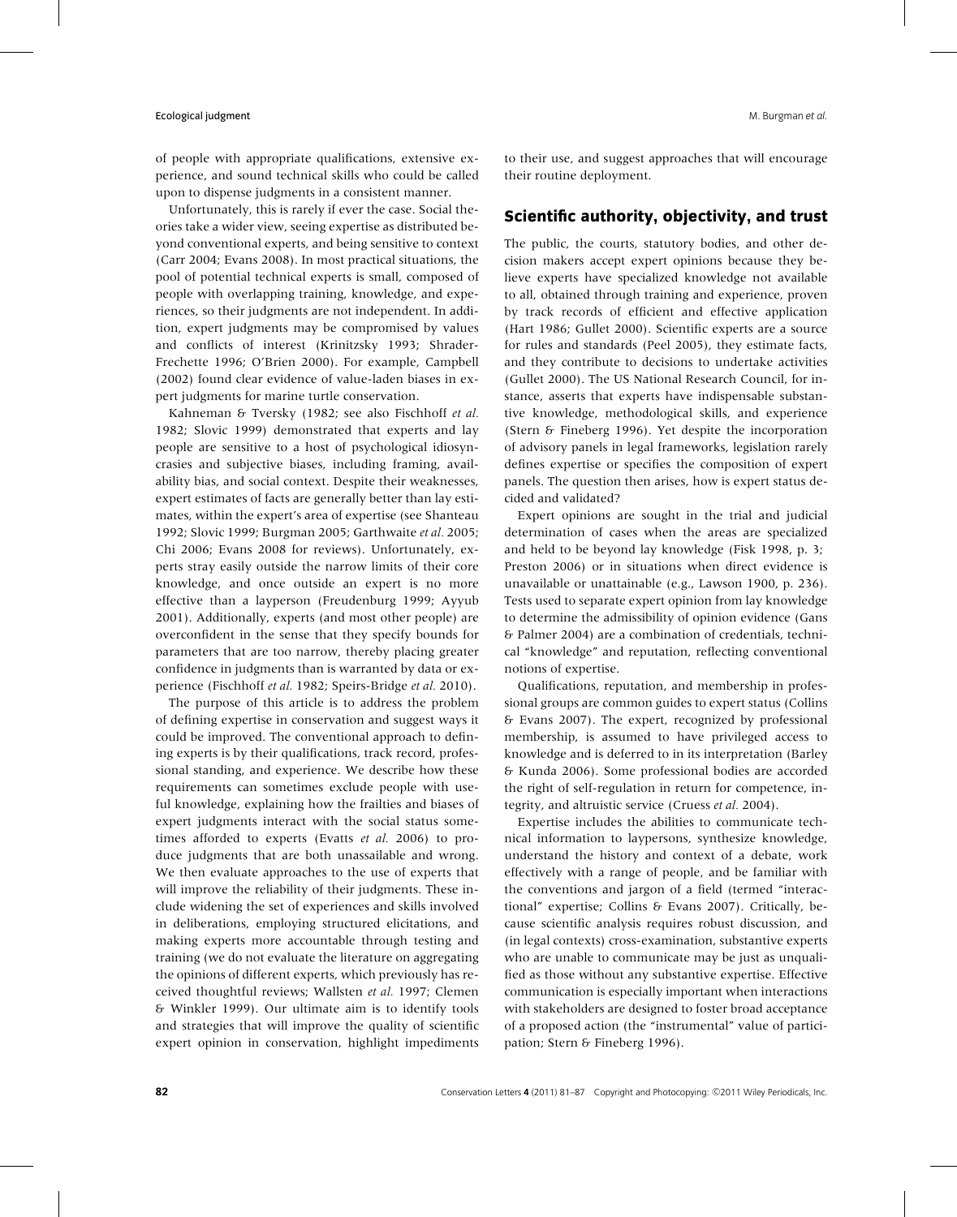of people with appropriate qualifications, extensive experience, and sound technical skills who could be called upon to dispense judgments in a consistent manner.

Unfortunately, this is rarely if ever the case. Social theories take a wider view, seeing expertise as distributed beyond conventional experts, and being sensitive to context (Carr 2004; Evans 2008). In most practical situations, the pool of potential technical experts is small, composed of people with overlapping training, knowledge, and experiences, so their judgments are not independent. In addition, expert judgments may be compromised by values and conflicts of interest (Krinitzsky 1993; Shrader-Frechette 1996; O'Brien 2000). For example, Campbell (2002) found clear evidence of value-laden biases in expert judgments for marine turtle conservation.

Kahneman & Tversky (1982; see also Fischhoff *et al.* 1982; Slovic 1999) demonstrated that experts and lay people are sensitive to a host of psychological idiosyncrasies and subjective biases, including framing, availability bias, and social context. Despite their weaknesses, expert estimates of facts are generally better than lay estimates, within the expert's area of expertise (see Shanteau 1992; Slovic 1999; Burgman 2005; Garthwaite *et al.* 2005; Chi 2006; Evans 2008 for reviews). Unfortunately, experts stray easily outside the narrow limits of their core knowledge, and once outside an expert is no more effective than a layperson (Freudenburg 1999; Ayyub 2001). Additionally, experts (and most other people) are overconfident in the sense that they specify bounds for parameters that are too narrow, thereby placing greater confidence in judgments than is warranted by data or experience (Fischhoff *et al.* 1982; Speirs-Bridge *et al.* 2010).

The purpose of this article is to address the problem of defining expertise in conservation and suggest ways it could be improved. The conventional approach to defining experts is by their qualifications, track record, professional standing, and experience. We describe how these requirements can sometimes exclude people with useful knowledge, explaining how the frailties and biases of expert judgments interact with the social status sometimes afforded to experts (Evatts *et al.* 2006) to produce judgments that are both unassailable and wrong. We then evaluate approaches to the use of experts that will improve the reliability of their judgments. These include widening the set of experiences and skills involved in deliberations, employing structured elicitations, and making experts more accountable through testing and training (we do not evaluate the literature on aggregating the opinions of different experts, which previously has received thoughtful reviews; Wallsten *et al.* 1997; Clemen & Winkler 1999). Our ultimate aim is to identify tools and strategies that will improve the quality of scientific expert opinion in conservation, highlight impediments to their use, and suggest approaches that will encourage their routine deployment.

## Scientific authority, objectivity, and trust

The public, the courts, statutory bodies, and other decision makers accept expert opinions because they believe experts have specialized knowledge not available to all, obtained through training and experience, proven by track records of efficient and effective application (Hart 1986; Gullet 2000). Scientific experts are a source for rules and standards (Peel 2005), they estimate facts, and they contribute to decisions to undertake activities (Gullet 2000). The US National Research Council, for instance, asserts that experts have indispensable substantive knowledge, methodological skills, and experience (Stern & Fineberg 1996). Yet despite the incorporation of advisory panels in legal frameworks, legislation rarely defines expertise or specifies the composition of expert panels. The question then arises, how is expert status decided and validated?

Expert opinions are sought in the trial and judicial determination of cases when the areas are specialized and held to be beyond lay knowledge (Fisk 1998, p. 3; Preston 2006) or in situations when direct evidence is unavailable or unattainable (e.g., Lawson 1900, p. 236). Tests used to separate expert opinion from lay knowledge to determine the admissibility of opinion evidence (Gans & Palmer 2004) are a combination of credentials, technical "knowledge" and reputation, reflecting conventional notions of expertise.

Qualifications, reputation, and membership in professional groups are common guides to expert status (Collins & Evans 2007). The expert, recognized by professional membership, is assumed to have privileged access to knowledge and is deferred to in its interpretation (Barley & Kunda 2006). Some professional bodies are accorded the right of self-regulation in return for competence, integrity, and altruistic service (Cruess *et al.* 2004).

Expertise includes the abilities to communicate technical information to laypersons, synthesize knowledge, understand the history and context of a debate, work effectively with a range of people, and be familiar with the conventions and jargon of a field (termed "interactional" expertise; Collins & Evans 2007). Critically, because scientific analysis requires robust discussion, and (in legal contexts) cross-examination, substantive experts who are unable to communicate may be just as unqualified as those without any substantive expertise. Effective communication is especially important when interactions with stakeholders are designed to foster broad acceptance of a proposed action (the "instrumental" value of participation; Stern & Fineberg 1996).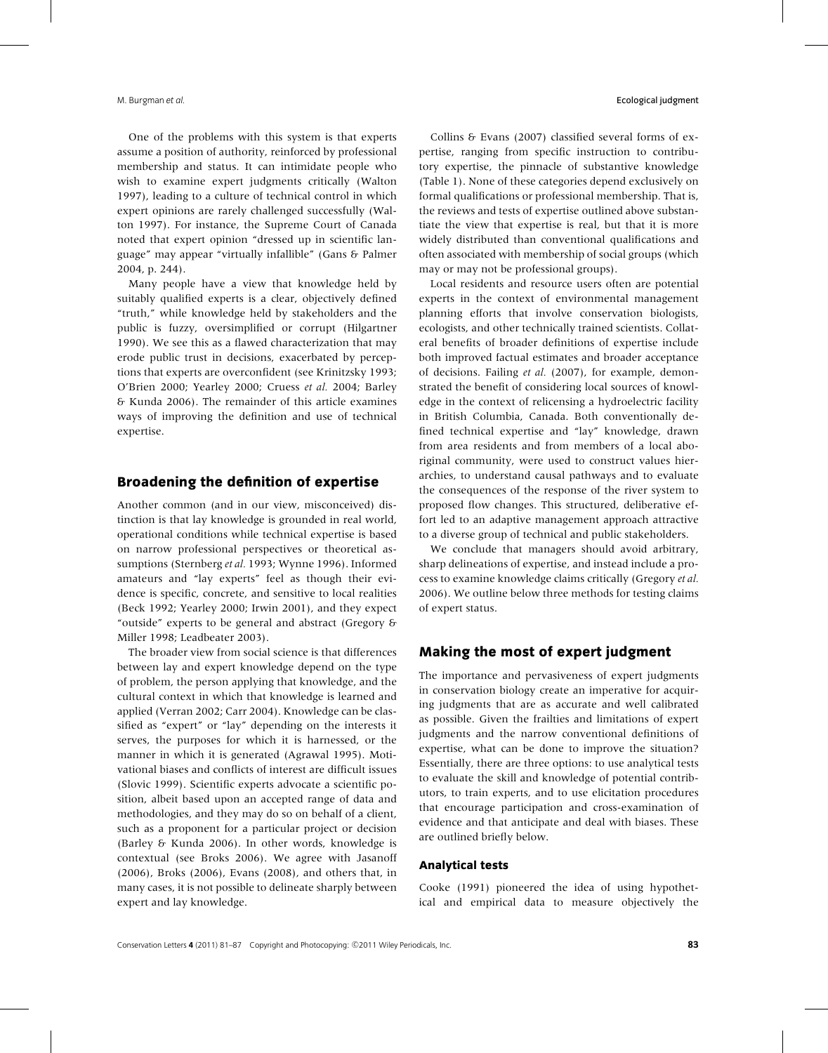One of the problems with this system is that experts assume a position of authority, reinforced by professional membership and status. It can intimidate people who wish to examine expert judgments critically (Walton 1997), leading to a culture of technical control in which expert opinions are rarely challenged successfully (Walton 1997). For instance, the Supreme Court of Canada noted that expert opinion "dressed up in scientific language" may appear "virtually infallible" (Gans & Palmer 2004, p. 244).

Many people have a view that knowledge held by suitably qualified experts is a clear, objectively defined "truth," while knowledge held by stakeholders and the public is fuzzy, oversimplified or corrupt (Hilgartner 1990). We see this as a flawed characterization that may erode public trust in decisions, exacerbated by perceptions that experts are overconfident (see Krinitzsky 1993; O'Brien 2000; Yearley 2000; Cruess *et al.* 2004; Barley & Kunda 2006). The remainder of this article examines ways of improving the definition and use of technical expertise.

## Broadening the definition of expertise

Another common (and in our view, misconceived) distinction is that lay knowledge is grounded in real world, operational conditions while technical expertise is based on narrow professional perspectives or theoretical assumptions (Sternberg *et al.* 1993; Wynne 1996). Informed amateurs and "lay experts" feel as though their evidence is specific, concrete, and sensitive to local realities (Beck 1992; Yearley 2000; Irwin 2001), and they expect "outside" experts to be general and abstract (Gregory & Miller 1998; Leadbeater 2003).

The broader view from social science is that differences between lay and expert knowledge depend on the type of problem, the person applying that knowledge, and the cultural context in which that knowledge is learned and applied (Verran 2002; Carr 2004). Knowledge can be classified as "expert" or "lay" depending on the interests it serves, the purposes for which it is harnessed, or the manner in which it is generated (Agrawal 1995). Motivational biases and conflicts of interest are difficult issues (Slovic 1999). Scientific experts advocate a scientific position, albeit based upon an accepted range of data and methodologies, and they may do so on behalf of a client, such as a proponent for a particular project or decision (Barley & Kunda 2006). In other words, knowledge is contextual (see Broks 2006). We agree with Jasanoff (2006), Broks (2006), Evans (2008), and others that, in many cases, it is not possible to delineate sharply between expert and lay knowledge.

Collins & Evans (2007) classified several forms of expertise, ranging from specific instruction to contributory expertise, the pinnacle of substantive knowledge (Table 1). None of these categories depend exclusively on formal qualifications or professional membership. That is, the reviews and tests of expertise outlined above substantiate the view that expertise is real, but that it is more widely distributed than conventional qualifications and often associated with membership of social groups (which may or may not be professional groups).

Local residents and resource users often are potential experts in the context of environmental management planning efforts that involve conservation biologists, ecologists, and other technically trained scientists. Collateral benefits of broader definitions of expertise include both improved factual estimates and broader acceptance of decisions. Failing *et al.* (2007), for example, demonstrated the benefit of considering local sources of knowledge in the context of relicensing a hydroelectric facility in British Columbia, Canada. Both conventionally defined technical expertise and "lay" knowledge, drawn from area residents and from members of a local aboriginal community, were used to construct values hierarchies, to understand causal pathways and to evaluate the consequences of the response of the river system to proposed flow changes. This structured, deliberative effort led to an adaptive management approach attractive to a diverse group of technical and public stakeholders.

We conclude that managers should avoid arbitrary, sharp delineations of expertise, and instead include a process to examine knowledge claims critically (Gregory *et al.* 2006). We outline below three methods for testing claims of expert status.

## Making the most of expert judgment

The importance and pervasiveness of expert judgments in conservation biology create an imperative for acquiring judgments that are as accurate and well calibrated as possible. Given the frailties and limitations of expert judgments and the narrow conventional definitions of expertise, what can be done to improve the situation? Essentially, there are three options: to use analytical tests to evaluate the skill and knowledge of potential contributors, to train experts, and to use elicitation procedures that encourage participation and cross-examination of evidence and that anticipate and deal with biases. These are outlined briefly below.

### Analytical tests

Cooke (1991) pioneered the idea of using hypothetical and empirical data to measure objectively the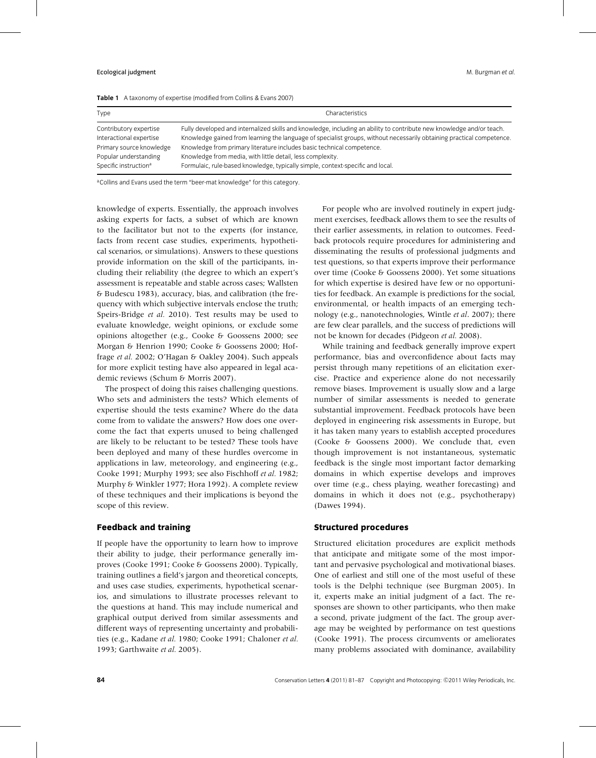**Table 1** A taxonomy of expertise (modified from Collins & Evans 2007)

| Type | Characteristics |
|---|---|
| Contributory expertise | Fully developed and internalized skills and knowledge, including an ability to contribute new knowledge and/or teach. |
| Interactional expertise | Knowledge gained from learning the language of specialist groups, without necessarily obtaining practical competence. |
| Primary source knowledge | Knowledge from primary literature includes basic technical competence. |
| Popular understanding | Knowledge from media, with little detail, less complexity. |
| Specific instruction[a] | Formulaic, rule-based knowledge, typically simple, context-specific and local. |

[a]Collins and Evans used the term "beer-mat knowledge" for this category.

knowledge of experts. Essentially, the approach involves asking experts for facts, a subset of which are known to the facilitator but not to the experts (for instance, facts from recent case studies, experiments, hypothetical scenarios, or simulations). Answers to these questions provide information on the skill of the participants, including their reliability (the degree to which an expert's assessment is repeatable and stable across cases; Wallsten & Budescu 1983), accuracy, bias, and calibration (the frequency with which subjective intervals enclose the truth; Speirs-Bridge *et al.* 2010). Test results may be used to evaluate knowledge, weight opinions, or exclude some opinions altogether (e.g., Cooke & Goossens 2000; see Morgan & Henrion 1990; Cooke & Goossens 2000; Hoffrage *et al.* 2002; O'Hagan & Oakley 2004). Such appeals for more explicit testing have also appeared in legal academic reviews (Schum & Morris 2007).

The prospect of doing this raises challenging questions. Who sets and administers the tests? Which elements of expertise should the tests examine? Where do the data come from to validate the answers? How does one overcome the fact that experts unused to being challenged are likely to be reluctant to be tested? These tools have been deployed and many of these hurdles overcome in applications in law, meteorology, and engineering (e.g., Cooke 1991; Murphy 1993; see also Fischhoff *et al.* 1982; Murphy & Winkler 1977; Hora 1992). A complete review of these techniques and their implications is beyond the scope of this review.

## Feedback and training

If people have the opportunity to learn how to improve their ability to judge, their performance generally improves (Cooke 1991; Cooke & Goossens 2000). Typically, training outlines a field's jargon and theoretical concepts, and uses case studies, experiments, hypothetical scenarios, and simulations to illustrate processes relevant to the questions at hand. This may include numerical and graphical output derived from similar assessments and different ways of representing uncertainty and probabilities (e.g., Kadane *et al.* 1980; Cooke 1991; Chaloner *et al.* 1993; Garthwaite *et al.* 2005).

For people who are involved routinely in expert judgment exercises, feedback allows them to see the results of their earlier assessments, in relation to outcomes. Feedback protocols require procedures for administering and disseminating the results of professional judgments and test questions, so that experts improve their performance over time (Cooke & Goossens 2000). Yet some situations for which expertise is desired have few or no opportunities for feedback. An example is predictions for the social, environmental, or health impacts of an emerging technology (e.g., nanotechnologies, Wintle *et al*. 2007); there are few clear parallels, and the success of predictions will not be known for decades (Pidgeon *et al.* 2008).

While training and feedback generally improve expert performance, bias and overconfidence about facts may persist through many repetitions of an elicitation exercise. Practice and experience alone do not necessarily remove biases. Improvement is usually slow and a large number of similar assessments is needed to generate substantial improvement. Feedback protocols have been deployed in engineering risk assessments in Europe, but it has taken many years to establish accepted procedures (Cooke & Goossens 2000). We conclude that, even though improvement is not instantaneous, systematic feedback is the single most important factor demarking domains in which expertise develops and improves over time (e.g., chess playing, weather forecasting) and domains in which it does not (e.g., psychotherapy) (Dawes 1994).

## Structured procedures

Structured elicitation procedures are explicit methods that anticipate and mitigate some of the most important and pervasive psychological and motivational biases. One of earliest and still one of the most useful of these tools is the Delphi technique (see Burgman 2005). In it, experts make an initial judgment of a fact. The responses are shown to other participants, who then make a second, private judgment of the fact. The group average may be weighted by performance on test questions (Cooke 1991). The process circumvents or ameliorates many problems associated with dominance, availability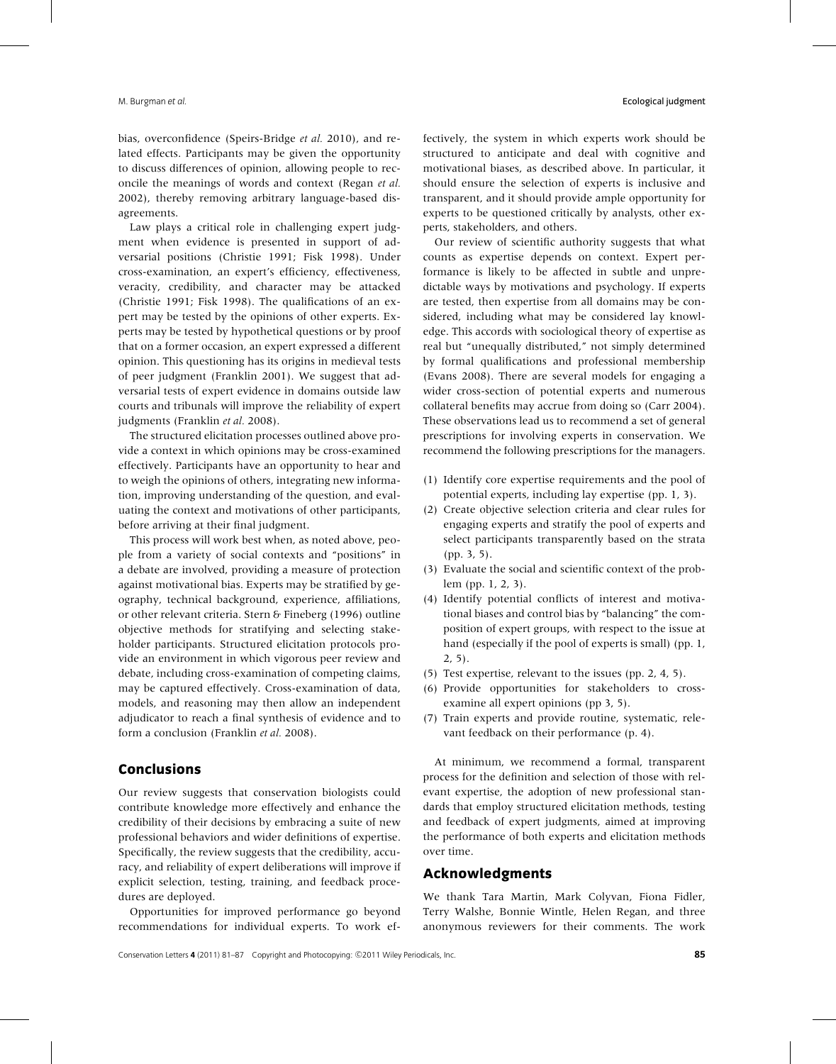bias, overconfidence (Speirs-Bridge *et al.* 2010), and related effects. Participants may be given the opportunity to discuss differences of opinion, allowing people to reconcile the meanings of words and context (Regan *et al.* 2002), thereby removing arbitrary language-based disagreements.

Law plays a critical role in challenging expert judgment when evidence is presented in support of adversarial positions (Christie 1991; Fisk 1998). Under cross-examination, an expert's efficiency, effectiveness, veracity, credibility, and character may be attacked (Christie 1991; Fisk 1998). The qualifications of an expert may be tested by the opinions of other experts. Experts may be tested by hypothetical questions or by proof that on a former occasion, an expert expressed a different opinion. This questioning has its origins in medieval tests of peer judgment (Franklin 2001). We suggest that adversarial tests of expert evidence in domains outside law courts and tribunals will improve the reliability of expert judgments (Franklin *et al.* 2008).

The structured elicitation processes outlined above provide a context in which opinions may be cross-examined effectively. Participants have an opportunity to hear and to weigh the opinions of others, integrating new information, improving understanding of the question, and evaluating the context and motivations of other participants, before arriving at their final judgment.

This process will work best when, as noted above, people from a variety of social contexts and "positions" in a debate are involved, providing a measure of protection against motivational bias. Experts may be stratified by geography, technical background, experience, affiliations, or other relevant criteria. Stern & Fineberg (1996) outline objective methods for stratifying and selecting stakeholder participants. Structured elicitation protocols provide an environment in which vigorous peer review and debate, including cross-examination of competing claims, may be captured effectively. Cross-examination of data, models, and reasoning may then allow an independent adjudicator to reach a final synthesis of evidence and to form a conclusion (Franklin *et al.* 2008).

## Conclusions

Our review suggests that conservation biologists could contribute knowledge more effectively and enhance the credibility of their decisions by embracing a suite of new professional behaviors and wider definitions of expertise. Specifically, the review suggests that the credibility, accuracy, and reliability of expert deliberations will improve if explicit selection, testing, training, and feedback procedures are deployed.

Opportunities for improved performance go beyond recommendations for individual experts. To work effectively, the system in which experts work should be structured to anticipate and deal with cognitive and motivational biases, as described above. In particular, it should ensure the selection of experts is inclusive and transparent, and it should provide ample opportunity for experts to be questioned critically by analysts, other experts, stakeholders, and others.

Our review of scientific authority suggests that what counts as expertise depends on context. Expert performance is likely to be affected in subtle and unpredictable ways by motivations and psychology. If experts are tested, then expertise from all domains may be considered, including what may be considered lay knowledge. This accords with sociological theory of expertise as real but "unequally distributed," not simply determined by formal qualifications and professional membership (Evans 2008). There are several models for engaging a wider cross-section of potential experts and numerous collateral benefits may accrue from doing so (Carr 2004). These observations lead us to recommend a set of general prescriptions for involving experts in conservation. We recommend the following prescriptions for the managers.

1. Identify core expertise requirements and the pool of potential experts, including lay expertise (pp. 1, 3).
2. Create objective selection criteria and clear rules for engaging experts and stratify the pool of experts and select participants transparently based on the strata (pp. 3, 5).
3. Evaluate the social and scientific context of the problem (pp. 1, 2, 3).
4. Identify potential conflicts of interest and motivational biases and control bias by "balancing" the composition of expert groups, with respect to the issue at hand (especially if the pool of experts is small) (pp. 1, 2, 5).
5. Test expertise, relevant to the issues (pp. 2, 4, 5).
6. Provide opportunities for stakeholders to cross-examine all expert opinions (pp 3, 5).
7. Train experts and provide routine, systematic, relevant feedback on their performance (p. 4).

At minimum, we recommend a formal, transparent process for the definition and selection of those with relevant expertise, the adoption of new professional standards that employ structured elicitation methods, testing and feedback of expert judgments, aimed at improving the performance of both experts and elicitation methods over time.

## Acknowledgments

We thank Tara Martin, Mark Colyvan, Fiona Fidler, Terry Walshe, Bonnie Wintle, Helen Regan, and three anonymous reviewers for their comments. The work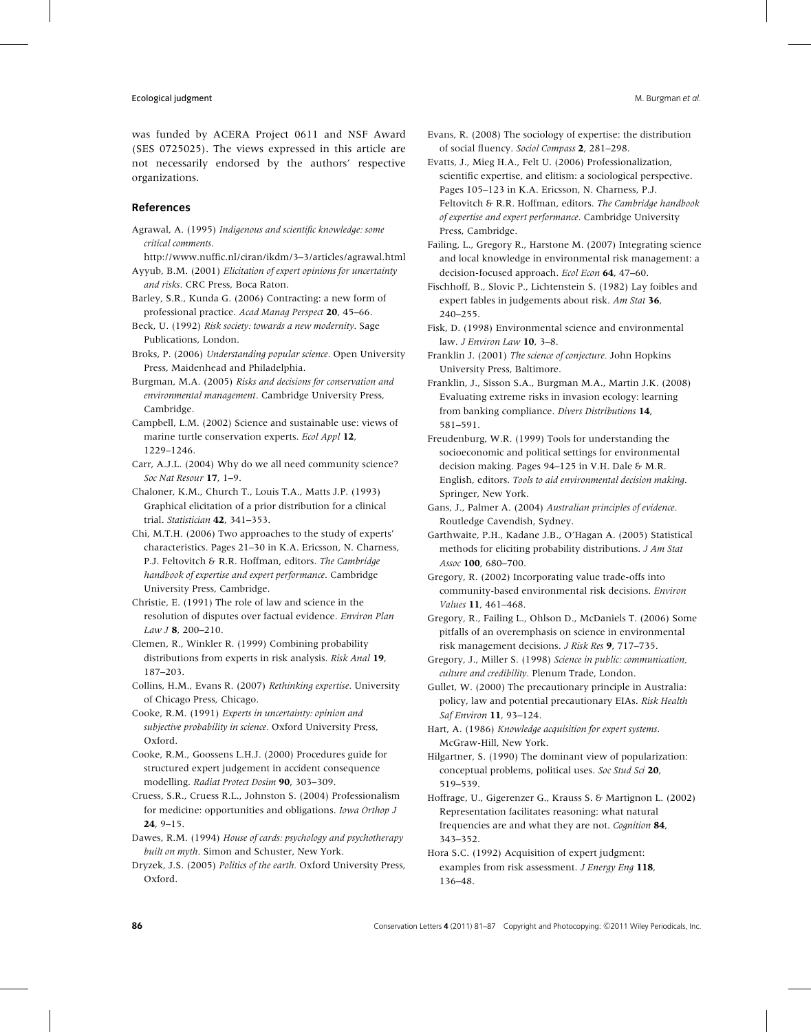was funded by ACERA Project 0611 and NSF Award (SES 0725025). The views expressed in this article are not necessarily endorsed by the authors' respective organizations.

## References

Agrawal, A. (1995) *Indigenous and scientific knowledge: some critical comments*. http://www.nuffic.nl/ciran/ikdm/3–3/articles/agrawal.html

Ayyub, B.M. (2001) *Elicitation of expert opinions for uncertainty and risks*. CRC Press, Boca Raton.

Barley, S.R., Kunda G. (2006) Contracting: a new form of professional practice. *Acad Manag Perspect* **20**, 45–66.

Beck, U. (1992) *Risk society: towards a new modernity*. Sage Publications, London.

Broks, P. (2006) *Understanding popular science*. Open University Press, Maidenhead and Philadelphia.

Burgman, M.A. (2005) *Risks and decisions for conservation and environmental management*. Cambridge University Press, Cambridge.

Campbell, L.M. (2002) Science and sustainable use: views of marine turtle conservation experts. *Ecol Appl* **12**, 1229–1246.

Carr, A.J.L. (2004) Why do we all need community science? *Soc Nat Resour* **17**, 1–9.

Chaloner, K.M., Church T., Louis T.A., Matts J.P. (1993) Graphical elicitation of a prior distribution for a clinical trial. *Statistician* **42**, 341–353.

Chi, M.T.H. (2006) Two approaches to the study of experts' characteristics. Pages 21–30 in K.A. Ericsson, N. Charness, P.J. Feltovitch & R.R. Hoffman, editors. *The Cambridge handbook of expertise and expert performance*. Cambridge University Press, Cambridge.

Christie, E. (1991) The role of law and science in the resolution of disputes over factual evidence. *Environ Plan Law J* **8**, 200–210.

Clemen, R., Winkler R. (1999) Combining probability distributions from experts in risk analysis. *Risk Anal* **19**, 187–203.

Collins, H.M., Evans R. (2007) *Rethinking expertise*. University of Chicago Press, Chicago.

Cooke, R.M. (1991) *Experts in uncertainty: opinion and subjective probability in science*. Oxford University Press, Oxford.

Cooke, R.M., Goossens L.H.J. (2000) Procedures guide for structured expert judgement in accident consequence modelling. *Radiat Protect Dosim* **90**, 303–309.

Cruess, S.R., Cruess R.L., Johnston S. (2004) Professionalism for medicine: opportunities and obligations. *Iowa Orthop J* **24**, 9–15.

Dawes, R.M. (1994) *House of cards: psychology and psychotherapy built on myth*. Simon and Schuster, New York.

Dryzek, J.S. (2005) *Politics of the earth*. Oxford University Press, Oxford.

Evans, R. (2008) The sociology of expertise: the distribution of social fluency. *Sociol Compass* **2**, 281–298.

Evatts, J., Mieg H.A., Felt U. (2006) Professionalization, scientific expertise, and elitism: a sociological perspective. Pages 105–123 in K.A. Ericsson, N. Charness, P.J. Feltovitch & R.R. Hoffman, editors. *The Cambridge handbook of expertise and expert performance*. Cambridge University Press, Cambridge.

Failing, L., Gregory R., Harstone M. (2007) Integrating science and local knowledge in environmental risk management: a decision-focused approach. *Ecol Econ* **64**, 47–60.

Fischhoff, B., Slovic P., Lichtenstein S. (1982) Lay foibles and expert fables in judgements about risk. *Am Stat* **36**, 240–255.

Fisk, D. (1998) Environmental science and environmental law. *J Environ Law* **10**, 3–8.

Franklin J. (2001) *The science of conjecture*. John Hopkins University Press, Baltimore.

Franklin, J., Sisson S.A., Burgman M.A., Martin J.K. (2008) Evaluating extreme risks in invasion ecology: learning from banking compliance. *Divers Distributions* **14**, 581–591.

Freudenburg, W.R. (1999) Tools for understanding the socioeconomic and political settings for environmental decision making. Pages 94–125 in V.H. Dale & M.R. English, editors. *Tools to aid environmental decision making*. Springer, New York.

Gans, J., Palmer A. (2004) *Australian principles of evidence*. Routledge Cavendish, Sydney.

Garthwaite, P.H., Kadane J.B., O'Hagan A. (2005) Statistical methods for eliciting probability distributions. *J Am Stat Assoc* **100**, 680–700.

Gregory, R. (2002) Incorporating value trade-offs into community-based environmental risk decisions. *Environ Values* **11**, 461–468.

Gregory, R., Failing L., Ohlson D., McDaniels T. (2006) Some pitfalls of an overemphasis on science in environmental risk management decisions. *J Risk Res* **9**, 717–735.

Gregory, J., Miller S. (1998) *Science in public: communication, culture and credibility*. Plenum Trade, London.

Gullet, W. (2000) The precautionary principle in Australia: policy, law and potential precautionary EIAs. *Risk Health Saf Environ* **11**, 93–124.

Hart, A. (1986) *Knowledge acquisition for expert systems*. McGraw-Hill, New York.

Hilgartner, S. (1990) The dominant view of popularization: conceptual problems, political uses. *Soc Stud Sci* **20**, 519–539.

Hoffrage, U., Gigerenzer G., Krauss S. & Martignon L. (2002) Representation facilitates reasoning: what natural frequencies are and what they are not. *Cognition* **84**, 343–352.

Hora S.C. (1992) Acquisition of expert judgment: examples from risk assessment. *J Energy Eng* **118**, 136–48.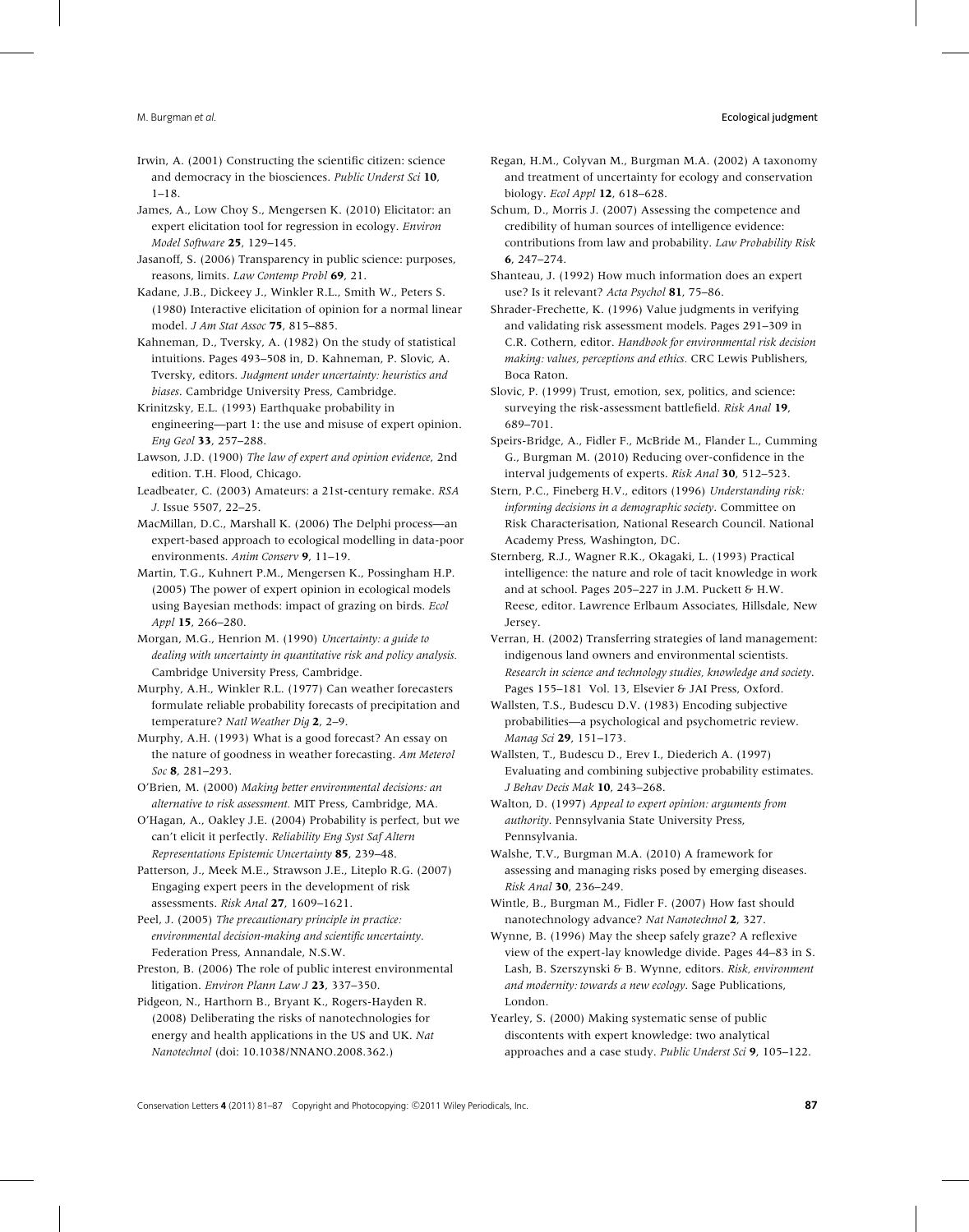Irwin, A. (2001) Constructing the scientific citizen: science and democracy in the biosciences. *Public Underst Sci* **10**, 1–18.

James, A., Low Choy S., Mengersen K. (2010) Elicitator: an expert elicitation tool for regression in ecology. *Environ Model Software* **25**, 129–145.

Jasanoff, S. (2006) Transparency in public science: purposes, reasons, limits. *Law Contemp Probl* **69**, 21.

Kadane, J.B., Dickeey J., Winkler R.L., Smith W., Peters S. (1980) Interactive elicitation of opinion for a normal linear model. *J Am Stat Assoc* **75**, 815–885.

Kahneman, D., Tversky, A. (1982) On the study of statistical intuitions. Pages 493–508 in, D. Kahneman, P. Slovic, A. Tversky, editors. *Judgment under uncertainty: heuristics and biases*. Cambridge University Press, Cambridge.

Krinitzsky, E.L. (1993) Earthquake probability in engineering—part 1: the use and misuse of expert opinion. *Eng Geol* **33**, 257–288.

Lawson, J.D. (1900) *The law of expert and opinion evidence*, 2nd edition. T.H. Flood, Chicago.

Leadbeater, C. (2003) Amateurs: a 21st-century remake. *RSA J.* Issue 5507, 22–25.

MacMillan, D.C., Marshall K. (2006) The Delphi process—an expert-based approach to ecological modelling in data-poor environments. *Anim Conserv* **9**, 11–19.

Martin, T.G., Kuhnert P.M., Mengersen K., Possingham H.P. (2005) The power of expert opinion in ecological models using Bayesian methods: impact of grazing on birds. *Ecol Appl* **15**, 266–280.

Morgan, M.G., Henrion M. (1990) *Uncertainty: a guide to dealing with uncertainty in quantitative risk and policy analysis.* Cambridge University Press, Cambridge.

Murphy, A.H., Winkler R.L. (1977) Can weather forecasters formulate reliable probability forecasts of precipitation and temperature? *Natl Weather Dig* **2**, 2–9.

Murphy, A.H. (1993) What is a good forecast? An essay on the nature of goodness in weather forecasting. *Am Meterol Soc* **8**, 281–293.

O'Brien, M. (2000) *Making better environmental decisions: an alternative to risk assessment.* MIT Press, Cambridge, MA.

O'Hagan, A., Oakley J.E. (2004) Probability is perfect, but we can't elicit it perfectly. *Reliability Eng Syst Saf Altern Representations Epistemic Uncertainty* **85**, 239–48.

Patterson, J., Meek M.E., Strawson J.E., Liteplo R.G. (2007) Engaging expert peers in the development of risk assessments. *Risk Anal* **27**, 1609–1621.

Peel, J. (2005) *The precautionary principle in practice: environmental decision-making and scientific uncertainty*. Federation Press, Annandale, N.S.W.

Preston, B. (2006) The role of public interest environmental litigation. *Environ Plann Law J* **23**, 337–350.

Pidgeon, N., Harthorn B., Bryant K., Rogers-Hayden R. (2008) Deliberating the risks of nanotechnologies for energy and health applications in the US and UK. *Nat Nanotechnol* (doi: 10.1038/NNANO.2008.362.)

Regan, H.M., Colyvan M., Burgman M.A. (2002) A taxonomy and treatment of uncertainty for ecology and conservation biology. *Ecol Appl* **12**, 618–628.

Schum, D., Morris J. (2007) Assessing the competence and credibility of human sources of intelligence evidence: contributions from law and probability. *Law Probability Risk* **6**, 247–274.

Shanteau, J. (1992) How much information does an expert use? Is it relevant? *Acta Psychol* **81**, 75–86.

Shrader-Frechette, K. (1996) Value judgments in verifying and validating risk assessment models. Pages 291–309 in C.R. Cothern, editor. *Handbook for environmental risk decision making: values, perceptions and ethics.* CRC Lewis Publishers, Boca Raton.

Slovic, P. (1999) Trust, emotion, sex, politics, and science: surveying the risk-assessment battlefield. *Risk Anal* **19**, 689–701.

Speirs-Bridge, A., Fidler F., McBride M., Flander L., Cumming G., Burgman M. (2010) Reducing over-confidence in the interval judgements of experts. *Risk Anal* **30**, 512–523.

Stern, P.C., Fineberg H.V., editors (1996) *Understanding risk: informing decisions in a demographic society*. Committee on Risk Characterisation, National Research Council. National Academy Press, Washington, DC.

Sternberg, R.J., Wagner R.K., Okagaki, L. (1993) Practical intelligence: the nature and role of tacit knowledge in work and at school. Pages 205–227 in J.M. Puckett & H.W. Reese, editor. Lawrence Erlbaum Associates, Hillsdale, New Jersey.

Verran, H. (2002) Transferring strategies of land management: indigenous land owners and environmental scientists. *Research in science and technology studies, knowledge and society*. Pages 155–181 Vol. 13, Elsevier & JAI Press, Oxford.

Wallsten, T.S., Budescu D.V. (1983) Encoding subjective probabilities—a psychological and psychometric review. *Manag Sci* **29**, 151–173.

Wallsten, T., Budescu D., Erev I., Diederich A. (1997) Evaluating and combining subjective probability estimates. *J Behav Decis Mak* **10**, 243–268.

Walton, D. (1997) *Appeal to expert opinion: arguments from authority*. Pennsylvania State University Press, Pennsylvania.

Walshe, T.V., Burgman M.A. (2010) A framework for assessing and managing risks posed by emerging diseases. *Risk Anal* **30**, 236–249.

Wintle, B., Burgman M., Fidler F. (2007) How fast should nanotechnology advance? *Nat Nanotechnol* **2**, 327.

Wynne, B. (1996) May the sheep safely graze? A reflexive view of the expert-lay knowledge divide. Pages 44–83 in S. Lash, B. Szerszynski & B. Wynne, editors. *Risk, environment and modernity: towards a new ecology*. Sage Publications, London.

Yearley, S. (2000) Making systematic sense of public discontents with expert knowledge: two analytical approaches and a case study. *Public Underst Sci* **9**, 105–122.